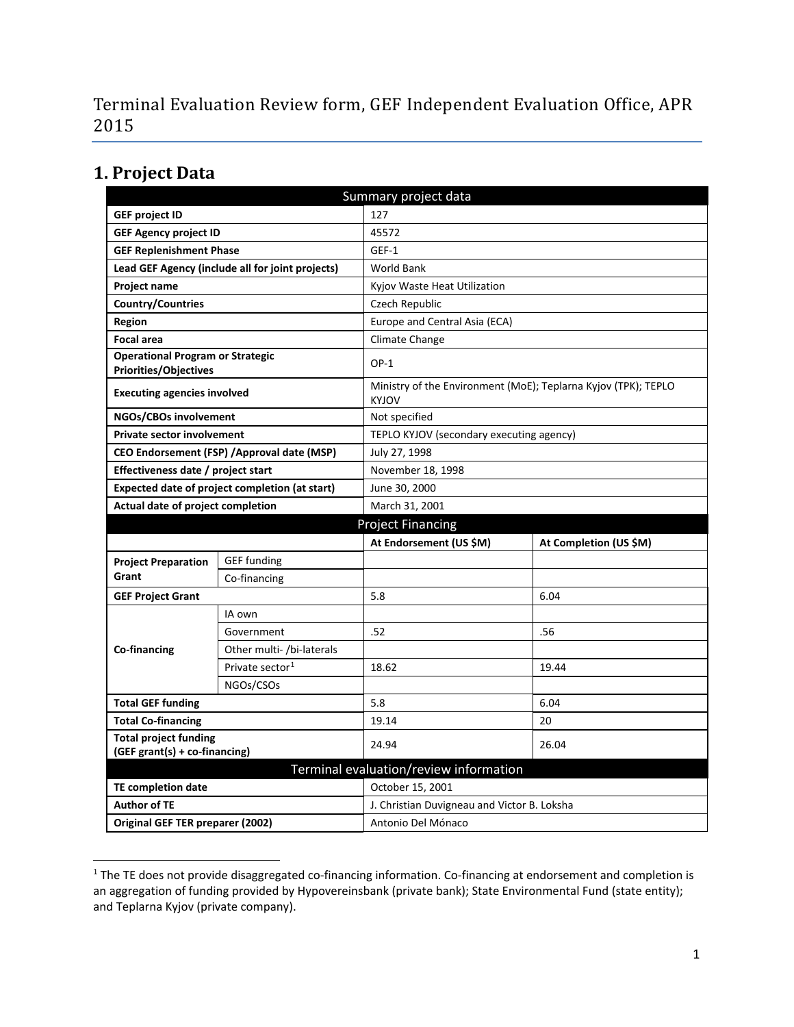# Terminal Evaluation Review form, GEF Independent Evaluation Office, APR 2015

## 1. Project Data

| Summary project data | | | |
|---|---|---|---|
| **GEF project ID** | | 127 | |
| **GEF Agency project ID** | | 45572 | |
| **GEF Replenishment Phase** | | GEF-1 | |
| **Lead GEF Agency (include all for joint projects)** | | World Bank | |
| **Project name** | | Kyjov Waste Heat Utilization | |
| **Country/Countries** | | Czech Republic | |
| **Region** | | Europe and Central Asia (ECA) | |
| **Focal area** | | Climate Change | |
| **Operational Program or Strategic Priorities/Objectives** | | OP-1 | |
| **Executing agencies involved** | | Ministry of the Environment (MoE); Teplarna Kyjov (TPK); TEPLO KYJOV | |
| **NGOs/CBOs involvement** | | Not specified | |
| **Private sector involvement** | | TEPLO KYJOV (secondary executing agency) | |
| **CEO Endorsement (FSP) /Approval date (MSP)** | | July 27, 1998 | |
| **Effectiveness date / project start** | | November 18, 1998 | |
| **Expected date of project completion (at start)** | | June 30, 2000 | |
| **Actual date of project completion** | | March 31, 2001 | |
| **Project Financing** | | | |
| | | **At Endorsement (US $M)** | **At Completion (US $M)** |
| **Project Preparation Grant** | GEF funding | | |
| | Co-financing | | |
| **GEF Project Grant** | | 5.8 | 6.04 |
| **Co-financing** | IA own | | |
| | Government | .52 | .56 |
| | Other multi- /bi-laterals | | |
| | Private sector[1] | 18.62 | 19.44 |
| | NGOs/CSOs | | |
| **Total GEF funding** | | 5.8 | 6.04 |
| **Total Co-financing** | | 19.14 | 20 |
| **Total project funding (GEF grant(s) + co-financing)** | | 24.94 | 26.04 |
| **Terminal evaluation/review information** | | | |
| **TE completion date** | | October 15, 2001 | |
| **Author of TE** | | J. Christian Duvigneau and Victor B. Loksha | |
| **Original GEF TER preparer (2002)** | | Antonio Del Mónaco | |

[1] The TE does not provide disaggregated co-financing information. Co-financing at endorsement and completion is an aggregation of funding provided by Hypovereinsbank (private bank); State Environmental Fund (state entity); and Teplarna Kyjov (private company).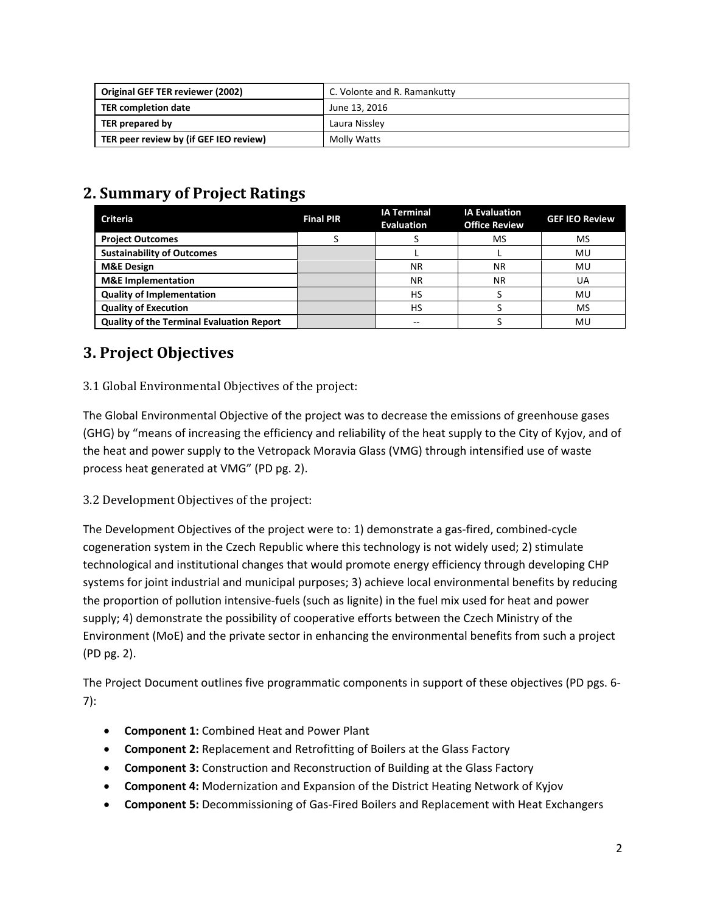| Original GEF TER reviewer (2002) | C. Volonte and R. Ramankutty |
|---|---|
| TER completion date | June 13, 2016 |
| TER prepared by | Laura Nissley |
| TER peer review by (if GEF IEO review) | Molly Watts |

## 2. Summary of Project Ratings

| Criteria | Final PIR | IA Terminal Evaluation | IA Evaluation Office Review | GEF IEO Review |
|---|---|---|---|---|
| Project Outcomes | S | S | MS | MS |
| Sustainability of Outcomes | | L | L | MU |
| M&E Design | | NR | NR | MU |
| M&E Implementation | | NR | NR | UA |
| Quality of Implementation | | HS | S | MU |
| Quality of Execution | | HS | S | MS |
| Quality of the Terminal Evaluation Report | | -- | S | MU |

## 3. Project Objectives

### 3.1 Global Environmental Objectives of the project:

The Global Environmental Objective of the project was to decrease the emissions of greenhouse gases (GHG) by "means of increasing the efficiency and reliability of the heat supply to the City of Kyjov, and of the heat and power supply to the Vetropack Moravia Glass (VMG) through intensified use of waste process heat generated at VMG" (PD pg. 2).

### 3.2 Development Objectives of the project:

The Development Objectives of the project were to: 1) demonstrate a gas-fired, combined-cycle cogeneration system in the Czech Republic where this technology is not widely used; 2) stimulate technological and institutional changes that would promote energy efficiency through developing CHP systems for joint industrial and municipal purposes; 3) achieve local environmental benefits by reducing the proportion of pollution intensive-fuels (such as lignite) in the fuel mix used for heat and power supply; 4) demonstrate the possibility of cooperative efforts between the Czech Ministry of the Environment (MoE) and the private sector in enhancing the environmental benefits from such a project (PD pg. 2).

The Project Document outlines five programmatic components in support of these objectives (PD pgs. 6-7):

- **Component 1:** Combined Heat and Power Plant
- **Component 2:** Replacement and Retrofitting of Boilers at the Glass Factory
- **Component 3:** Construction and Reconstruction of Building at the Glass Factory
- **Component 4:** Modernization and Expansion of the District Heating Network of Kyjov
- **Component 5:** Decommissioning of Gas-Fired Boilers and Replacement with Heat Exchangers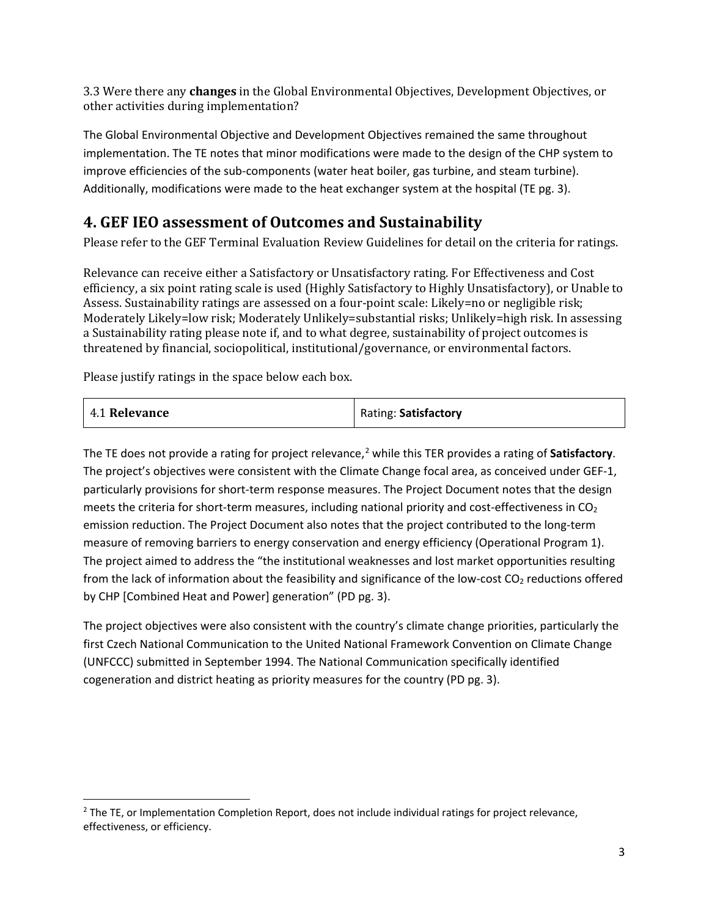3.3 Were there any **changes** in the Global Environmental Objectives, Development Objectives, or other activities during implementation?

The Global Environmental Objective and Development Objectives remained the same throughout implementation. The TE notes that minor modifications were made to the design of the CHP system to improve efficiencies of the sub-components (water heat boiler, gas turbine, and steam turbine). Additionally, modifications were made to the heat exchanger system at the hospital (TE pg. 3).

## 4. GEF IEO assessment of Outcomes and Sustainability

Please refer to the GEF Terminal Evaluation Review Guidelines for detail on the criteria for ratings.

Relevance can receive either a Satisfactory or Unsatisfactory rating. For Effectiveness and Cost efficiency, a six point rating scale is used (Highly Satisfactory to Highly Unsatisfactory), or Unable to Assess. Sustainability ratings are assessed on a four-point scale: Likely=no or negligible risk; Moderately Likely=low risk; Moderately Unlikely=substantial risks; Unlikely=high risk. In assessing a Sustainability rating please note if, and to what degree, sustainability of project outcomes is threatened by financial, sociopolitical, institutional/governance, or environmental factors.

Please justify ratings in the space below each box.

| 4.1 **Relevance** | Rating: **Satisfactory** |
| --- | --- |

The TE does not provide a rating for project relevance,[2] while this TER provides a rating of **Satisfactory**. The project's objectives were consistent with the Climate Change focal area, as conceived under GEF-1, particularly provisions for short-term response measures. The Project Document notes that the design meets the criteria for short-term measures, including national priority and cost-effectiveness in $CO_2$ emission reduction. The Project Document also notes that the project contributed to the long-term measure of removing barriers to energy conservation and energy efficiency (Operational Program 1). The project aimed to address the "the institutional weaknesses and lost market opportunities resulting from the lack of information about the feasibility and significance of the low-cost $CO_2$ reductions offered by CHP [Combined Heat and Power] generation" (PD pg. 3).

The project objectives were also consistent with the country's climate change priorities, particularly the first Czech National Communication to the United National Framework Convention on Climate Change (UNFCCC) submitted in September 1994. The National Communication specifically identified cogeneration and district heating as priority measures for the country (PD pg. 3).

---

[2] The TE, or Implementation Completion Report, does not include individual ratings for project relevance, effectiveness, or efficiency.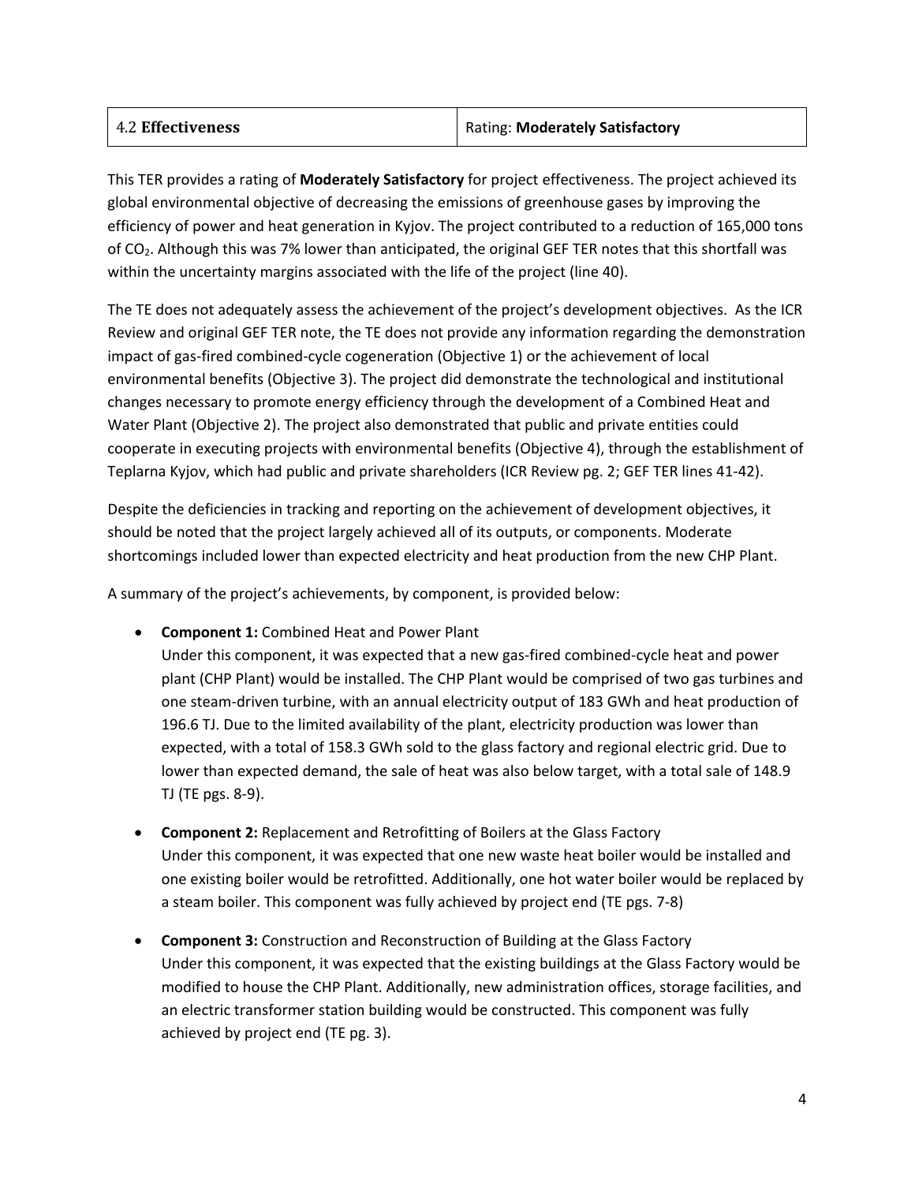| 4.2 **Effectiveness** | Rating: **Moderately Satisfactory** |
|---|---|

This TER provides a rating of **Moderately Satisfactory** for project effectiveness. The project achieved its global environmental objective of decreasing the emissions of greenhouse gases by improving the efficiency of power and heat generation in Kyjov. The project contributed to a reduction of 165,000 tons of $CO_2$. Although this was 7% lower than anticipated, the original GEF TER notes that this shortfall was within the uncertainty margins associated with the life of the project (line 40).

The TE does not adequately assess the achievement of the project's development objectives. As the ICR Review and original GEF TER note, the TE does not provide any information regarding the demonstration impact of gas-fired combined-cycle cogeneration (Objective 1) or the achievement of local environmental benefits (Objective 3). The project did demonstrate the technological and institutional changes necessary to promote energy efficiency through the development of a Combined Heat and Water Plant (Objective 2). The project also demonstrated that public and private entities could cooperate in executing projects with environmental benefits (Objective 4), through the establishment of Teplarna Kyjov, which had public and private shareholders (ICR Review pg. 2; GEF TER lines 41-42).

Despite the deficiencies in tracking and reporting on the achievement of development objectives, it should be noted that the project largely achieved all of its outputs, or components. Moderate shortcomings included lower than expected electricity and heat production from the new CHP Plant.

A summary of the project's achievements, by component, is provided below:

- **Component 1:** Combined Heat and Power Plant
  Under this component, it was expected that a new gas-fired combined-cycle heat and power plant (CHP Plant) would be installed. The CHP Plant would be comprised of two gas turbines and one steam-driven turbine, with an annual electricity output of 183 GWh and heat production of 196.6 TJ. Due to the limited availability of the plant, electricity production was lower than expected, with a total of 158.3 GWh sold to the glass factory and regional electric grid. Due to lower than expected demand, the sale of heat was also below target, with a total sale of 148.9 TJ (TE pgs. 8-9).

- **Component 2:** Replacement and Retrofitting of Boilers at the Glass Factory
  Under this component, it was expected that one new waste heat boiler would be installed and one existing boiler would be retrofitted. Additionally, one hot water boiler would be replaced by a steam boiler. This component was fully achieved by project end (TE pgs. 7-8)

- **Component 3:** Construction and Reconstruction of Building at the Glass Factory
  Under this component, it was expected that the existing buildings at the Glass Factory would be modified to house the CHP Plant. Additionally, new administration offices, storage facilities, and an electric transformer station building would be constructed. This component was fully achieved by project end (TE pg. 3).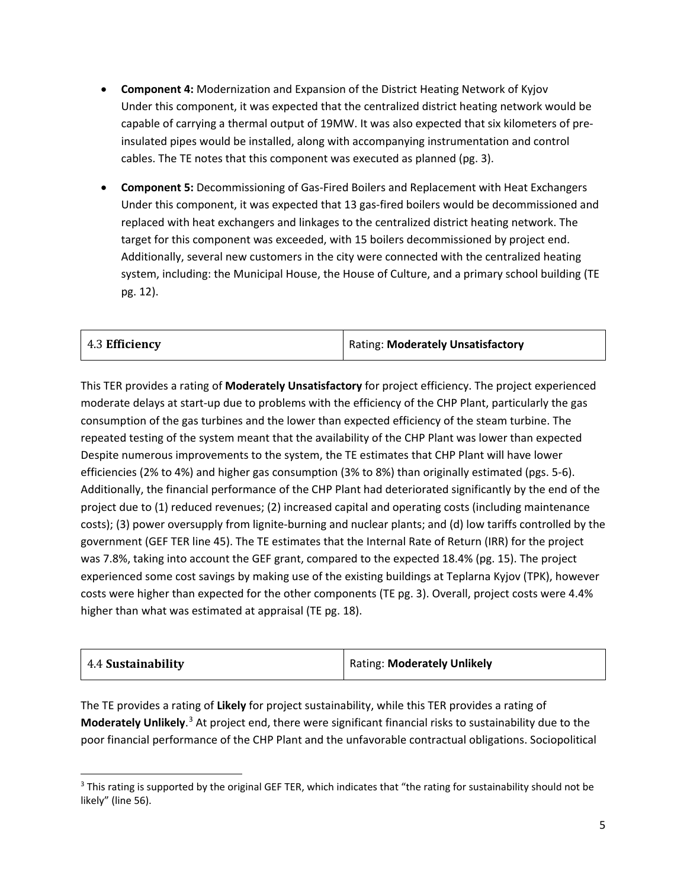- **Component 4:** Modernization and Expansion of the District Heating Network of Kyjov
  Under this component, it was expected that the centralized district heating network would be capable of carrying a thermal output of 19MW. It was also expected that six kilometers of pre-insulated pipes would be installed, along with accompanying instrumentation and control cables. The TE notes that this component was executed as planned (pg. 3).

- **Component 5:** Decommissioning of Gas-Fired Boilers and Replacement with Heat Exchangers
  Under this component, it was expected that 13 gas-fired boilers would be decommissioned and replaced with heat exchangers and linkages to the centralized district heating network. The target for this component was exceeded, with 15 boilers decommissioned by project end. Additionally, several new customers in the city were connected with the centralized heating system, including: the Municipal House, the House of Culture, and a primary school building (TE pg. 12).

| 4.3 **Efficiency** | Rating: **Moderately Unsatisfactory** |
|---|---|

This TER provides a rating of **Moderately Unsatisfactory** for project efficiency. The project experienced moderate delays at start-up due to problems with the efficiency of the CHP Plant, particularly the gas consumption of the gas turbines and the lower than expected efficiency of the steam turbine. The repeated testing of the system meant that the availability of the CHP Plant was lower than expected Despite numerous improvements to the system, the TE estimates that CHP Plant will have lower efficiencies (2% to 4%) and higher gas consumption (3% to 8%) than originally estimated (pgs. 5-6). Additionally, the financial performance of the CHP Plant had deteriorated significantly by the end of the project due to (1) reduced revenues; (2) increased capital and operating costs (including maintenance costs); (3) power oversupply from lignite-burning and nuclear plants; and (d) low tariffs controlled by the government (GEF TER line 45). The TE estimates that the Internal Rate of Return (IRR) for the project was 7.8%, taking into account the GEF grant, compared to the expected 18.4% (pg. 15). The project experienced some cost savings by making use of the existing buildings at Teplarna Kyjov (TPK), however costs were higher than expected for the other components (TE pg. 3). Overall, project costs were 4.4% higher than what was estimated at appraisal (TE pg. 18).

| 4.4 **Sustainability** | Rating: **Moderately Unlikely** |
|---|---|

The TE provides a rating of **Likely** for project sustainability, while this TER provides a rating of **Moderately Unlikely**.[3] At project end, there were significant financial risks to sustainability due to the poor financial performance of the CHP Plant and the unfavorable contractual obligations. Sociopolitical

[3] This rating is supported by the original GEF TER, which indicates that "the rating for sustainability should not be likely" (line 56).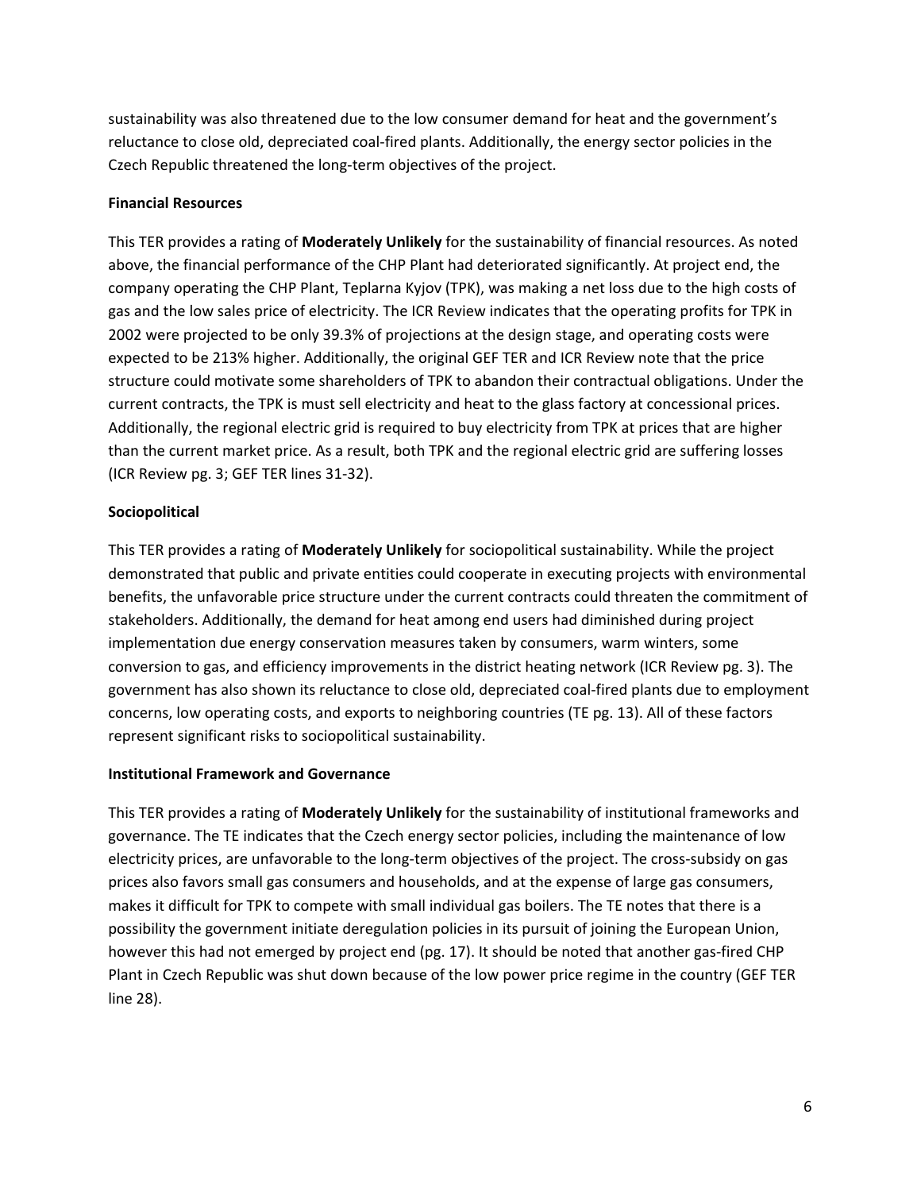sustainability was also threatened due to the low consumer demand for heat and the government's reluctance to close old, depreciated coal-fired plants. Additionally, the energy sector policies in the Czech Republic threatened the long-term objectives of the project.

**Financial Resources**

This TER provides a rating of **Moderately Unlikely** for the sustainability of financial resources. As noted above, the financial performance of the CHP Plant had deteriorated significantly. At project end, the company operating the CHP Plant, Teplarna Kyjov (TPK), was making a net loss due to the high costs of gas and the low sales price of electricity. The ICR Review indicates that the operating profits for TPK in 2002 were projected to be only 39.3% of projections at the design stage, and operating costs were expected to be 213% higher. Additionally, the original GEF TER and ICR Review note that the price structure could motivate some shareholders of TPK to abandon their contractual obligations. Under the current contracts, the TPK is must sell electricity and heat to the glass factory at concessional prices. Additionally, the regional electric grid is required to buy electricity from TPK at prices that are higher than the current market price. As a result, both TPK and the regional electric grid are suffering losses (ICR Review pg. 3; GEF TER lines 31-32).

**Sociopolitical**

This TER provides a rating of **Moderately Unlikely** for sociopolitical sustainability. While the project demonstrated that public and private entities could cooperate in executing projects with environmental benefits, the unfavorable price structure under the current contracts could threaten the commitment of stakeholders. Additionally, the demand for heat among end users had diminished during project implementation due energy conservation measures taken by consumers, warm winters, some conversion to gas, and efficiency improvements in the district heating network (ICR Review pg. 3). The government has also shown its reluctance to close old, depreciated coal-fired plants due to employment concerns, low operating costs, and exports to neighboring countries (TE pg. 13). All of these factors represent significant risks to sociopolitical sustainability.

**Institutional Framework and Governance**

This TER provides a rating of **Moderately Unlikely** for the sustainability of institutional frameworks and governance. The TE indicates that the Czech energy sector policies, including the maintenance of low electricity prices, are unfavorable to the long-term objectives of the project. The cross-subsidy on gas prices also favors small gas consumers and households, and at the expense of large gas consumers, makes it difficult for TPK to compete with small individual gas boilers. The TE notes that there is a possibility the government initiate deregulation policies in its pursuit of joining the European Union, however this had not emerged by project end (pg. 17). It should be noted that another gas-fired CHP Plant in Czech Republic was shut down because of the low power price regime in the country (GEF TER line 28).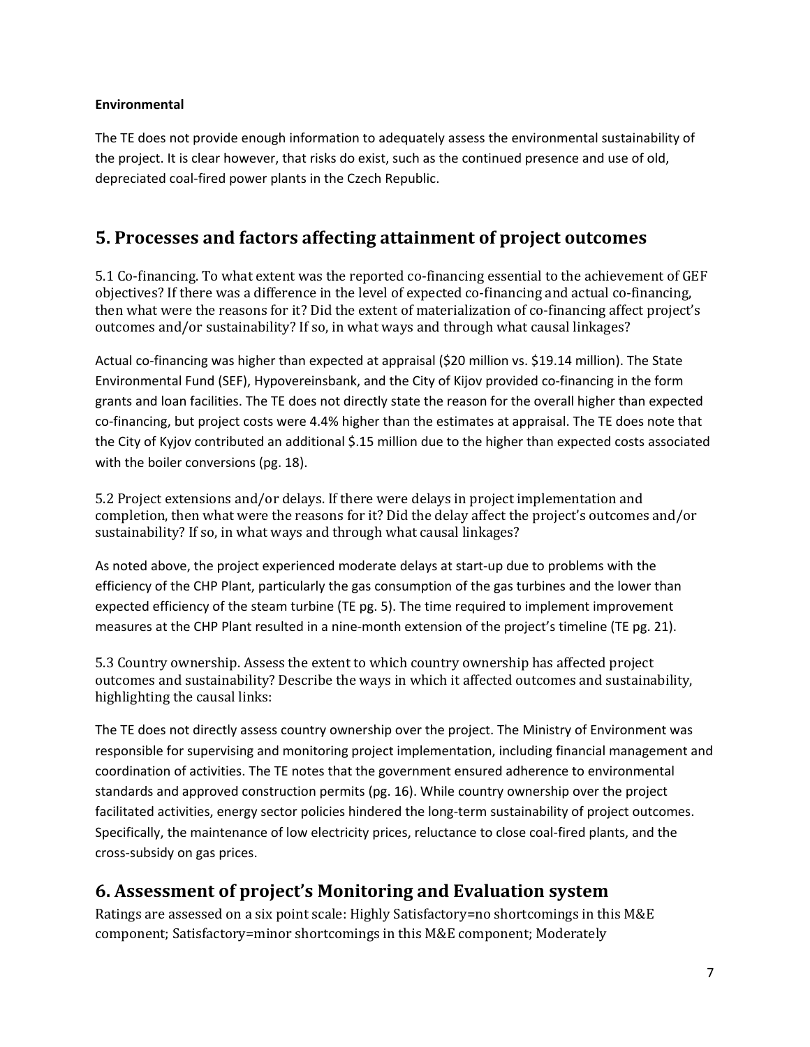**Environmental**

The TE does not provide enough information to adequately assess the environmental sustainability of the project. It is clear however, that risks do exist, such as the continued presence and use of old, depreciated coal-fired power plants in the Czech Republic.

## 5. Processes and factors affecting attainment of project outcomes

5.1 Co-financing. To what extent was the reported co-financing essential to the achievement of GEF objectives? If there was a difference in the level of expected co-financing and actual co-financing, then what were the reasons for it? Did the extent of materialization of co-financing affect project's outcomes and/or sustainability? If so, in what ways and through what causal linkages?

Actual co-financing was higher than expected at appraisal ($20 million vs. $19.14 million). The State Environmental Fund (SEF), Hypovereinsbank, and the City of Kijov provided co-financing in the form grants and loan facilities. The TE does not directly state the reason for the overall higher than expected co-financing, but project costs were 4.4% higher than the estimates at appraisal. The TE does note that the City of Kyjov contributed an additional $.15 million due to the higher than expected costs associated with the boiler conversions (pg. 18).

5.2 Project extensions and/or delays. If there were delays in project implementation and completion, then what were the reasons for it? Did the delay affect the project's outcomes and/or sustainability? If so, in what ways and through what causal linkages?

As noted above, the project experienced moderate delays at start-up due to problems with the efficiency of the CHP Plant, particularly the gas consumption of the gas turbines and the lower than expected efficiency of the steam turbine (TE pg. 5). The time required to implement improvement measures at the CHP Plant resulted in a nine-month extension of the project's timeline (TE pg. 21).

5.3 Country ownership. Assess the extent to which country ownership has affected project outcomes and sustainability? Describe the ways in which it affected outcomes and sustainability, highlighting the causal links:

The TE does not directly assess country ownership over the project. The Ministry of Environment was responsible for supervising and monitoring project implementation, including financial management and coordination of activities. The TE notes that the government ensured adherence to environmental standards and approved construction permits (pg. 16). While country ownership over the project facilitated activities, energy sector policies hindered the long-term sustainability of project outcomes. Specifically, the maintenance of low electricity prices, reluctance to close coal-fired plants, and the cross-subsidy on gas prices.

## 6. Assessment of project's Monitoring and Evaluation system

Ratings are assessed on a six point scale: Highly Satisfactory=no shortcomings in this M&E component; Satisfactory=minor shortcomings in this M&E component; Moderately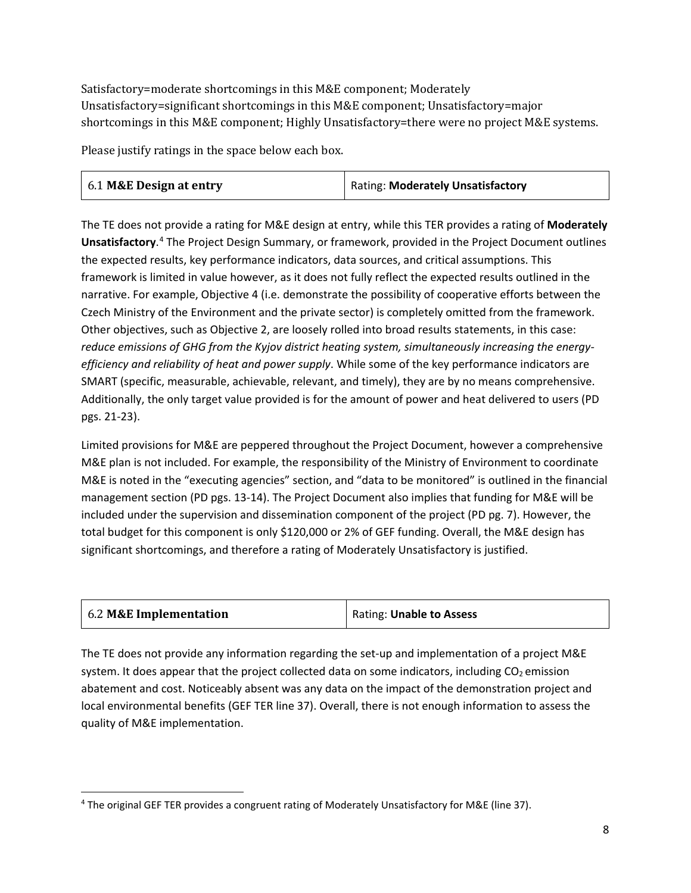Satisfactory=moderate shortcomings in this M&E component; Moderately Unsatisfactory=significant shortcomings in this M&E component; Unsatisfactory=major shortcomings in this M&E component; Highly Unsatisfactory=there were no project M&E systems.

Please justify ratings in the space below each box.

| 6.1 **M&E Design at entry** | Rating: **Moderately Unsatisfactory** |
|---|---|

The TE does not provide a rating for M&E design at entry, while this TER provides a rating of **Moderately Unsatisfactory**.[4] The Project Design Summary, or framework, provided in the Project Document outlines the expected results, key performance indicators, data sources, and critical assumptions. This framework is limited in value however, as it does not fully reflect the expected results outlined in the narrative. For example, Objective 4 (i.e. demonstrate the possibility of cooperative efforts between the Czech Ministry of the Environment and the private sector) is completely omitted from the framework. Other objectives, such as Objective 2, are loosely rolled into broad results statements, in this case: *reduce emissions of GHG from the Kyjov district heating system, simultaneously increasing the energy-efficiency and reliability of heat and power supply*. While some of the key performance indicators are SMART (specific, measurable, achievable, relevant, and timely), they are by no means comprehensive. Additionally, the only target value provided is for the amount of power and heat delivered to users (PD pgs. 21-23).

Limited provisions for M&E are peppered throughout the Project Document, however a comprehensive M&E plan is not included. For example, the responsibility of the Ministry of Environment to coordinate M&E is noted in the "executing agencies" section, and "data to be monitored" is outlined in the financial management section (PD pgs. 13-14). The Project Document also implies that funding for M&E will be included under the supervision and dissemination component of the project (PD pg. 7). However, the total budget for this component is only $120,000 or 2% of GEF funding. Overall, the M&E design has significant shortcomings, and therefore a rating of Moderately Unsatisfactory is justified.

| 6.2 **M&E Implementation** | Rating: **Unable to Assess** |
|---|---|

The TE does not provide any information regarding the set-up and implementation of a project M&E system. It does appear that the project collected data on some indicators, including $CO_2$ emission abatement and cost. Noticeably absent was any data on the impact of the demonstration project and local environmental benefits (GEF TER line 37). Overall, there is not enough information to assess the quality of M&E implementation.

[4] The original GEF TER provides a congruent rating of Moderately Unsatisfactory for M&E (line 37).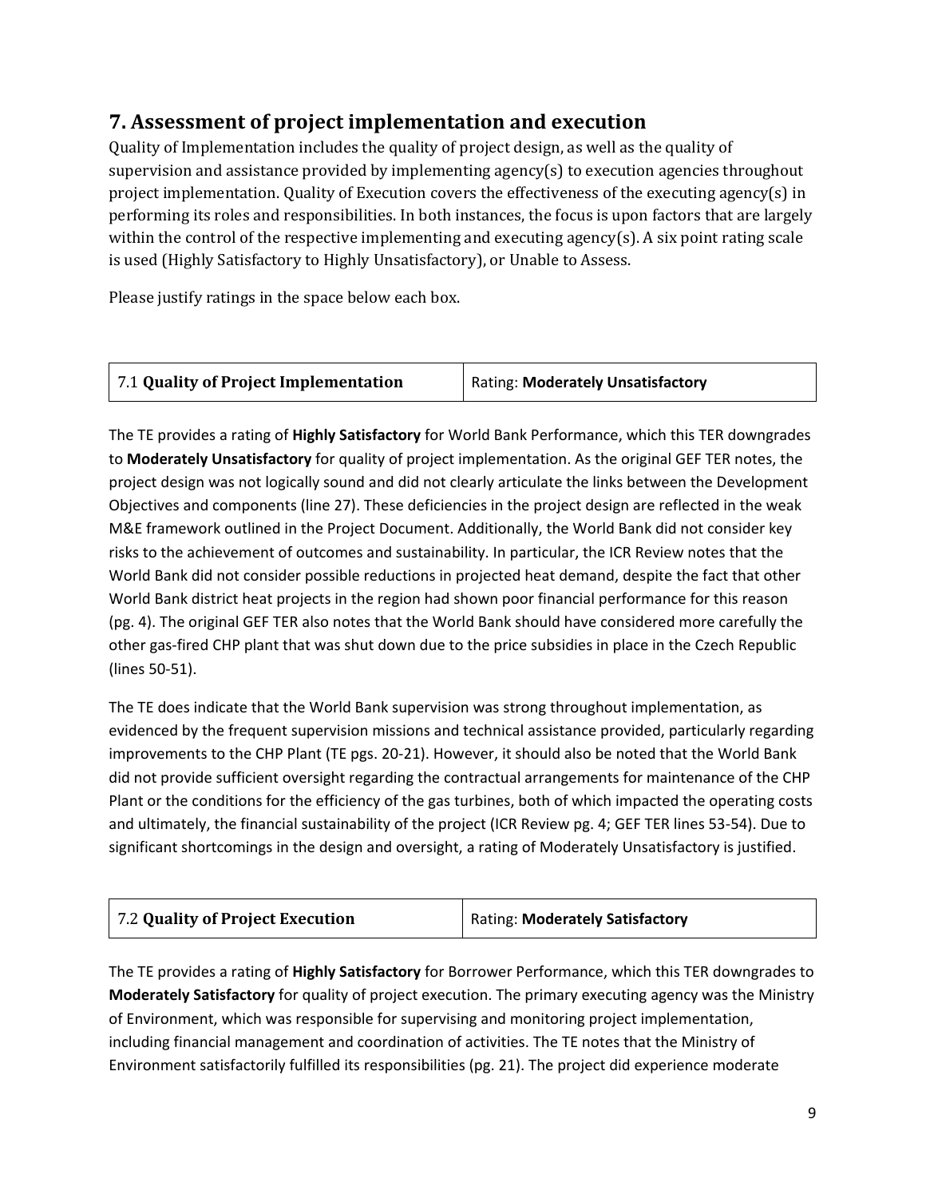## 7. Assessment of project implementation and execution

Quality of Implementation includes the quality of project design, as well as the quality of supervision and assistance provided by implementing agency(s) to execution agencies throughout project implementation. Quality of Execution covers the effectiveness of the executing agency(s) in performing its roles and responsibilities. In both instances, the focus is upon factors that are largely within the control of the respective implementing and executing agency(s). A six point rating scale is used (Highly Satisfactory to Highly Unsatisfactory), or Unable to Assess.

Please justify ratings in the space below each box.

| 7.1 **Quality of Project Implementation** | Rating: **Moderately Unsatisfactory** |
|---|---|

The TE provides a rating of **Highly Satisfactory** for World Bank Performance, which this TER downgrades to **Moderately Unsatisfactory** for quality of project implementation. As the original GEF TER notes, the project design was not logically sound and did not clearly articulate the links between the Development Objectives and components (line 27). These deficiencies in the project design are reflected in the weak M&E framework outlined in the Project Document. Additionally, the World Bank did not consider key risks to the achievement of outcomes and sustainability. In particular, the ICR Review notes that the World Bank did not consider possible reductions in projected heat demand, despite the fact that other World Bank district heat projects in the region had shown poor financial performance for this reason (pg. 4). The original GEF TER also notes that the World Bank should have considered more carefully the other gas-fired CHP plant that was shut down due to the price subsidies in place in the Czech Republic (lines 50-51).

The TE does indicate that the World Bank supervision was strong throughout implementation, as evidenced by the frequent supervision missions and technical assistance provided, particularly regarding improvements to the CHP Plant (TE pgs. 20-21). However, it should also be noted that the World Bank did not provide sufficient oversight regarding the contractual arrangements for maintenance of the CHP Plant or the conditions for the efficiency of the gas turbines, both of which impacted the operating costs and ultimately, the financial sustainability of the project (ICR Review pg. 4; GEF TER lines 53-54). Due to significant shortcomings in the design and oversight, a rating of Moderately Unsatisfactory is justified.

| 7.2 **Quality of Project Execution** | Rating: **Moderately Satisfactory** |
|---|---|

The TE provides a rating of **Highly Satisfactory** for Borrower Performance, which this TER downgrades to **Moderately Satisfactory** for quality of project execution. The primary executing agency was the Ministry of Environment, which was responsible for supervising and monitoring project implementation, including financial management and coordination of activities. The TE notes that the Ministry of Environment satisfactorily fulfilled its responsibilities (pg. 21). The project did experience moderate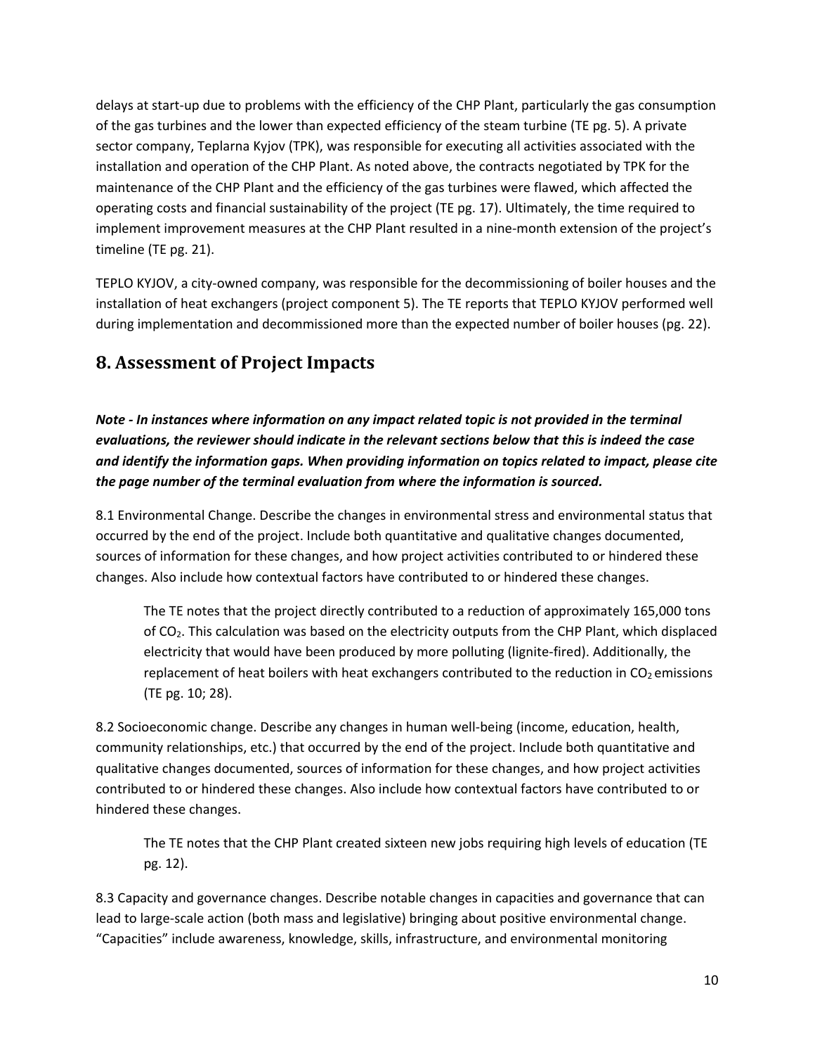delays at start-up due to problems with the efficiency of the CHP Plant, particularly the gas consumption of the gas turbines and the lower than expected efficiency of the steam turbine (TE pg. 5). A private sector company, Teplarna Kyjov (TPK), was responsible for executing all activities associated with the installation and operation of the CHP Plant. As noted above, the contracts negotiated by TPK for the maintenance of the CHP Plant and the efficiency of the gas turbines were flawed, which affected the operating costs and financial sustainability of the project (TE pg. 17). Ultimately, the time required to implement improvement measures at the CHP Plant resulted in a nine-month extension of the project's timeline (TE pg. 21).

TEPLO KYJOV, a city-owned company, was responsible for the decommissioning of boiler houses and the installation of heat exchangers (project component 5). The TE reports that TEPLO KYJOV performed well during implementation and decommissioned more than the expected number of boiler houses (pg. 22).

## 8. Assessment of Project Impacts

***Note - In instances where information on any impact related topic is not provided in the terminal evaluations, the reviewer should indicate in the relevant sections below that this is indeed the case and identify the information gaps. When providing information on topics related to impact, please cite the page number of the terminal evaluation from where the information is sourced.***

8.1 Environmental Change. Describe the changes in environmental stress and environmental status that occurred by the end of the project. Include both quantitative and qualitative changes documented, sources of information for these changes, and how project activities contributed to or hindered these changes. Also include how contextual factors have contributed to or hindered these changes.

> The TE notes that the project directly contributed to a reduction of approximately 165,000 tons of $CO_2$. This calculation was based on the electricity outputs from the CHP Plant, which displaced electricity that would have been produced by more polluting (lignite-fired). Additionally, the replacement of heat boilers with heat exchangers contributed to the reduction in $CO_2$ emissions (TE pg. 10; 28).

8.2 Socioeconomic change. Describe any changes in human well-being (income, education, health, community relationships, etc.) that occurred by the end of the project. Include both quantitative and qualitative changes documented, sources of information for these changes, and how project activities contributed to or hindered these changes. Also include how contextual factors have contributed to or hindered these changes.

> The TE notes that the CHP Plant created sixteen new jobs requiring high levels of education (TE pg. 12).

8.3 Capacity and governance changes. Describe notable changes in capacities and governance that can lead to large-scale action (both mass and legislative) bringing about positive environmental change. "Capacities" include awareness, knowledge, skills, infrastructure, and environmental monitoring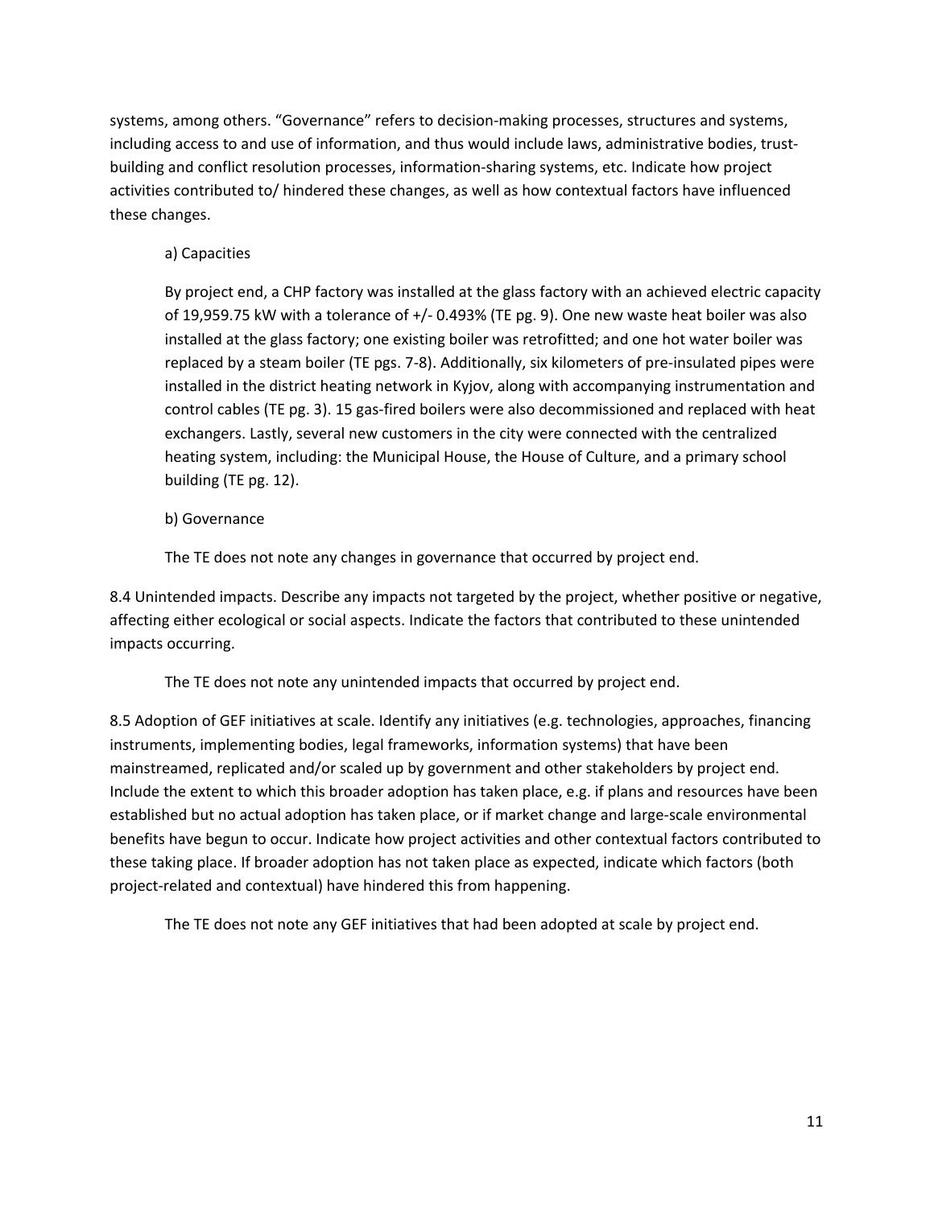systems, among others. “Governance” refers to decision-making processes, structures and systems, including access to and use of information, and thus would include laws, administrative bodies, trust-building and conflict resolution processes, information-sharing systems, etc. Indicate how project activities contributed to/ hindered these changes, as well as how contextual factors have influenced these changes.

a) Capacities

By project end, a CHP factory was installed at the glass factory with an achieved electric capacity of 19,959.75 kW with a tolerance of +/- 0.493% (TE pg. 9). One new waste heat boiler was also installed at the glass factory; one existing boiler was retrofitted; and one hot water boiler was replaced by a steam boiler (TE pgs. 7-8). Additionally, six kilometers of pre-insulated pipes were installed in the district heating network in Kyjov, along with accompanying instrumentation and control cables (TE pg. 3). 15 gas-fired boilers were also decommissioned and replaced with heat exchangers. Lastly, several new customers in the city were connected with the centralized heating system, including: the Municipal House, the House of Culture, and a primary school building (TE pg. 12).

b) Governance

The TE does not note any changes in governance that occurred by project end.

8.4 Unintended impacts. Describe any impacts not targeted by the project, whether positive or negative, affecting either ecological or social aspects. Indicate the factors that contributed to these unintended impacts occurring.

The TE does not note any unintended impacts that occurred by project end.

8.5 Adoption of GEF initiatives at scale. Identify any initiatives (e.g. technologies, approaches, financing instruments, implementing bodies, legal frameworks, information systems) that have been mainstreamed, replicated and/or scaled up by government and other stakeholders by project end. Include the extent to which this broader adoption has taken place, e.g. if plans and resources have been established but no actual adoption has taken place, or if market change and large-scale environmental benefits have begun to occur. Indicate how project activities and other contextual factors contributed to these taking place. If broader adoption has not taken place as expected, indicate which factors (both project-related and contextual) have hindered this from happening.

The TE does not note any GEF initiatives that had been adopted at scale by project end.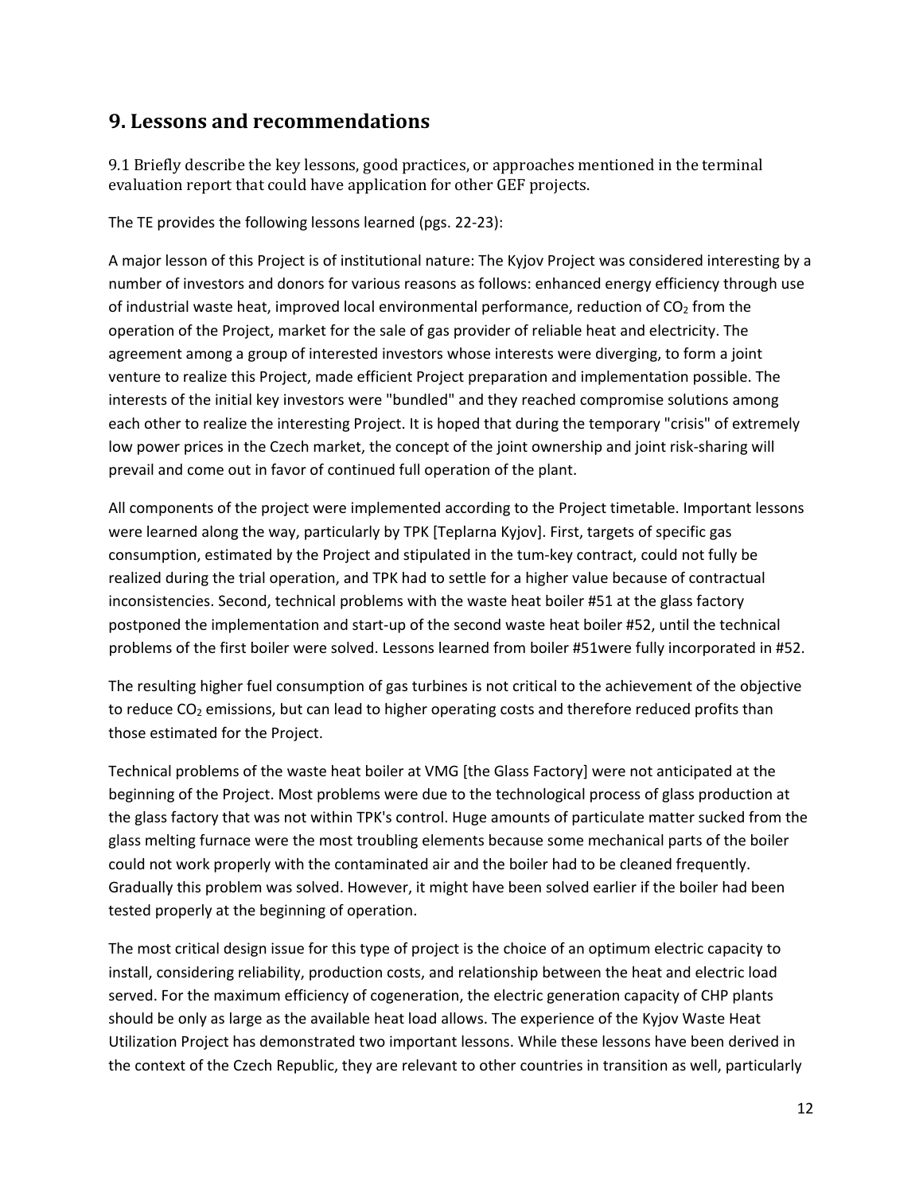## 9. Lessons and recommendations

9.1 Briefly describe the key lessons, good practices, or approaches mentioned in the terminal evaluation report that could have application for other GEF projects.

The TE provides the following lessons learned (pgs. 22-23):

A major lesson of this Project is of institutional nature: The Kyjov Project was considered interesting by a number of investors and donors for various reasons as follows: enhanced energy efficiency through use of industrial waste heat, improved local environmental performance, reduction of $CO_2$ from the operation of the Project, market for the sale of gas provider of reliable heat and electricity. The agreement among a group of interested investors whose interests were diverging, to form a joint venture to realize this Project, made efficient Project preparation and implementation possible. The interests of the initial key investors were "bundled" and they reached compromise solutions among each other to realize the interesting Project. It is hoped that during the temporary "crisis" of extremely low power prices in the Czech market, the concept of the joint ownership and joint risk-sharing will prevail and come out in favor of continued full operation of the plant.

All components of the project were implemented according to the Project timetable. Important lessons were learned along the way, particularly by TPK [Teplarna Kyjov]. First, targets of specific gas consumption, estimated by the Project and stipulated in the tum-key contract, could not fully be realized during the trial operation, and TPK had to settle for a higher value because of contractual inconsistencies. Second, technical problems with the waste heat boiler #51 at the glass factory postponed the implementation and start-up of the second waste heat boiler #52, until the technical problems of the first boiler were solved. Lessons learned from boiler #51were fully incorporated in #52.

The resulting higher fuel consumption of gas turbines is not critical to the achievement of the objective to reduce $CO_2$ emissions, but can lead to higher operating costs and therefore reduced profits than those estimated for the Project.

Technical problems of the waste heat boiler at VMG [the Glass Factory] were not anticipated at the beginning of the Project. Most problems were due to the technological process of glass production at the glass factory that was not within TPK's control. Huge amounts of particulate matter sucked from the glass melting furnace were the most troubling elements because some mechanical parts of the boiler could not work properly with the contaminated air and the boiler had to be cleaned frequently. Gradually this problem was solved. However, it might have been solved earlier if the boiler had been tested properly at the beginning of operation.

The most critical design issue for this type of project is the choice of an optimum electric capacity to install, considering reliability, production costs, and relationship between the heat and electric load served. For the maximum efficiency of cogeneration, the electric generation capacity of CHP plants should be only as large as the available heat load allows. The experience of the Kyjov Waste Heat Utilization Project has demonstrated two important lessons. While these lessons have been derived in the context of the Czech Republic, they are relevant to other countries in transition as well, particularly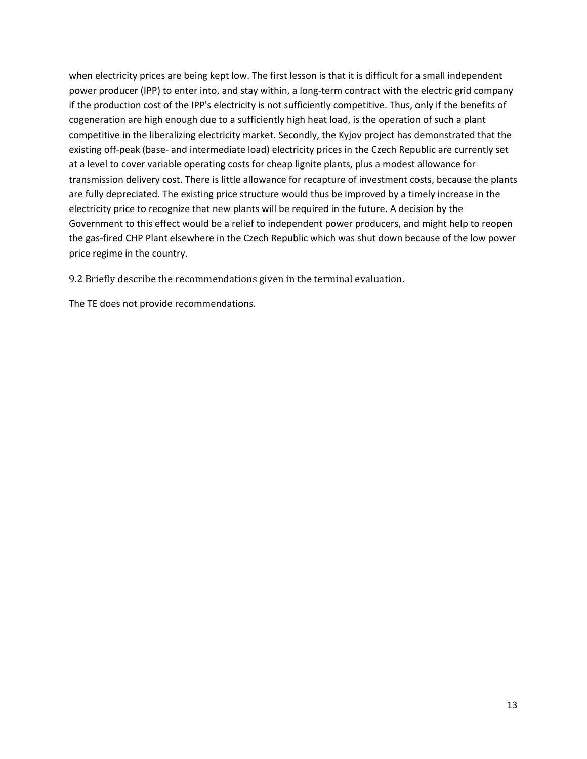when electricity prices are being kept low. The first lesson is that it is difficult for a small independent power producer (IPP) to enter into, and stay within, a long-term contract with the electric grid company if the production cost of the IPP's electricity is not sufficiently competitive. Thus, only if the benefits of cogeneration are high enough due to a sufficiently high heat load, is the operation of such a plant competitive in the liberalizing electricity market. Secondly, the Kyjov project has demonstrated that the existing off-peak (base- and intermediate load) electricity prices in the Czech Republic are currently set at a level to cover variable operating costs for cheap lignite plants, plus a modest allowance for transmission delivery cost. There is little allowance for recapture of investment costs, because the plants are fully depreciated. The existing price structure would thus be improved by a timely increase in the electricity price to recognize that new plants will be required in the future. A decision by the Government to this effect would be a relief to independent power producers, and might help to reopen the gas-fired CHP Plant elsewhere in the Czech Republic which was shut down because of the low power price regime in the country.

### 9.2 Briefly describe the recommendations given in the terminal evaluation.

The TE does not provide recommendations.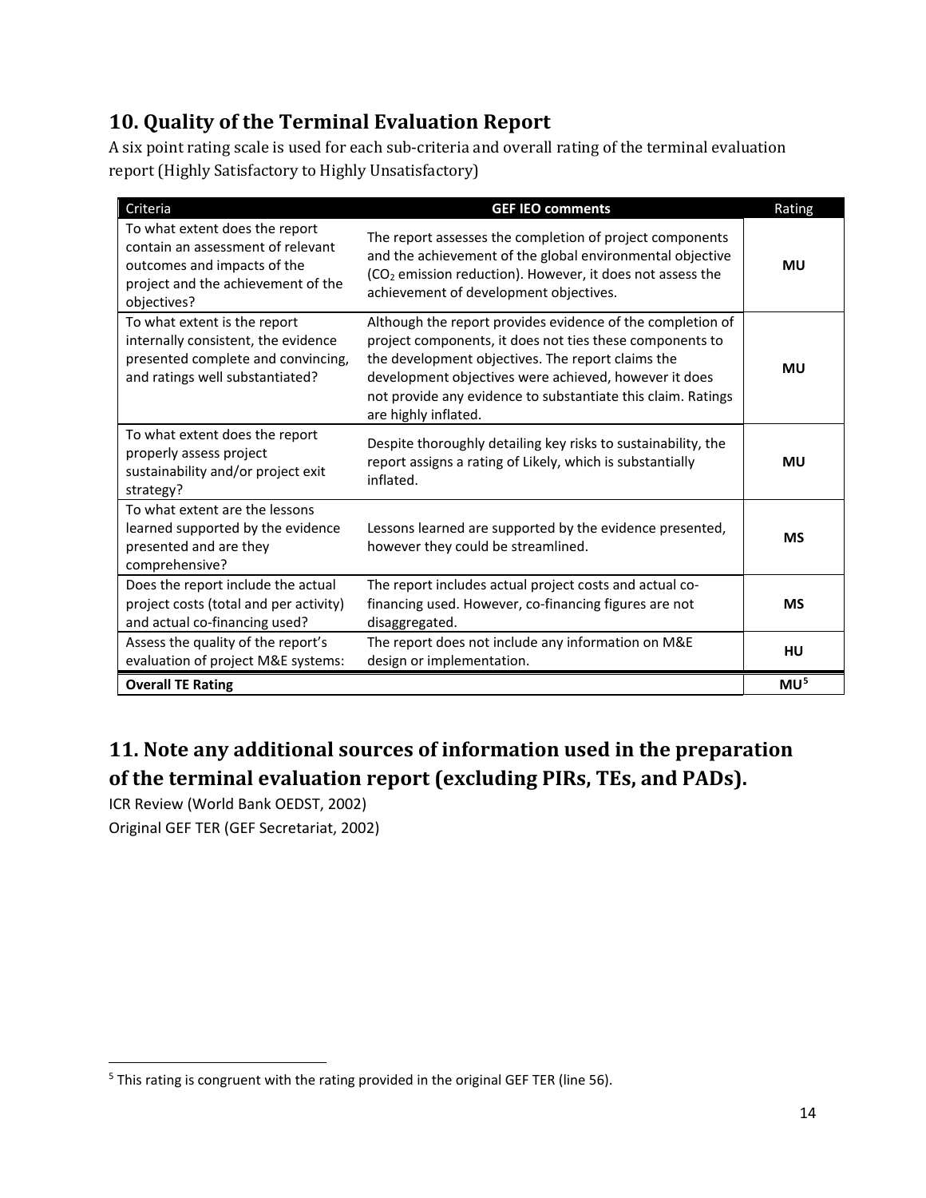## 10. Quality of the Terminal Evaluation Report

A six point rating scale is used for each sub-criteria and overall rating of the terminal evaluation report (Highly Satisfactory to Highly Unsatisfactory)

| Criteria | GEF IEO comments | Rating |
|---|---|---|
| To what extent does the report contain an assessment of relevant outcomes and impacts of the project and the achievement of the objectives? | The report assesses the completion of project components and the achievement of the global environmental objective ($CO_2$ emission reduction). However, it does not assess the achievement of development objectives. | **MU** |
| To what extent is the report internally consistent, the evidence presented complete and convincing, and ratings well substantiated? | Although the report provides evidence of the completion of project components, it does not ties these components to the development objectives. The report claims the development objectives were achieved, however it does not provide any evidence to substantiate this claim. Ratings are highly inflated. | **MU** |
| To what extent does the report properly assess project sustainability and/or project exit strategy? | Despite thoroughly detailing key risks to sustainability, the report assigns a rating of Likely, which is substantially inflated. | **MU** |
| To what extent are the lessons learned supported by the evidence presented and are they comprehensive? | Lessons learned are supported by the evidence presented, however they could be streamlined. | **MS** |
| Does the report include the actual project costs (total and per activity) and actual co-financing used? | The report includes actual project costs and actual co-financing used. However, co-financing figures are not disaggregated. | **MS** |
| Assess the quality of the report's evaluation of project M&E systems: | The report does not include any information on M&E design or implementation. | **HU** |
| **Overall TE Rating** | | **MU**[5] |

## 11. Note any additional sources of information used in the preparation of the terminal evaluation report (excluding PIRs, TEs, and PADs).

ICR Review (World Bank OEDST, 2002)

Original GEF TER (GEF Secretariat, 2002)

[5] This rating is congruent with the rating provided in the original GEF TER (line 56).